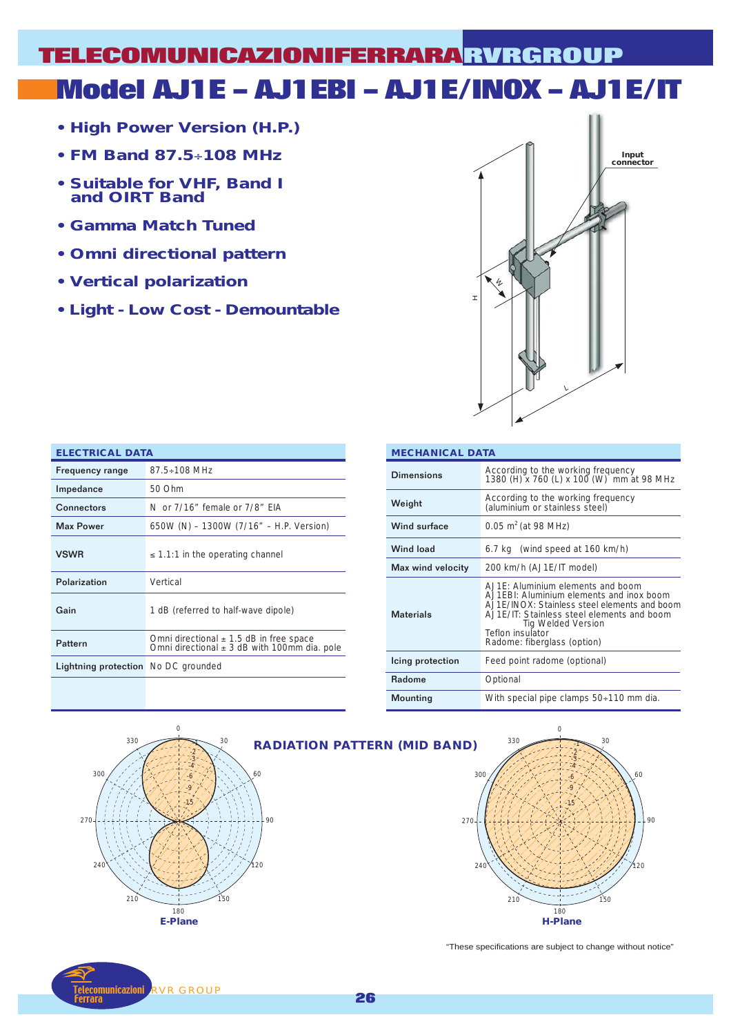# Model AJ1E – AJ1EBI – AJ1E/INOX – AJ1E/IT

- High Power Version (H.P.)
- FM Band 87.5÷108 MHz
- Suitable for VHF, Band I and OIRT Band
- Gamma Match Tuned
- Omni directional pattern
- Vertical polarization
- Light - Low Cost - Demountable

Input connector

| ELECTRICAL DATA | |
|---|---|
| Frequency range | 87.5÷108 MHz |
| Impedance | 50 Ohm |
| Connectors | N or 7/16" female or 7/8" EIA |
| Max Power | 650W (N) – 1300W (7/16" – H.P. Version) |
| VSWR | ≤ 1.1:1 in the operating channel |
| Polarization | Vertical |
| Gain | 1 dB (referred to half-wave dipole) |
| Pattern | Omni directional ± 1.5 dB in free space<br>Omni directional ± 3 dB with 100mm dia. pole |
| Lightning protection | No DC grounded |

| MECHANICAL DATA | |
|---|---|
| Dimensions | According to the working frequency<br>1380 (H) x 760 (L) x 100 (W) mm at 98 MHz |
| Weight | According to the working frequency<br>(aluminium or stainless steel) |
| Wind surface | 0.05 m$^2$ (at 98 MHz) |
| Wind load | 6.7 kg (wind speed at 160 km/h) |
| Max wind velocity | 200 km/h (AJ1E/IT model) |
| Materials | AJ1E: Aluminium elements and boom<br>AJ1EBI: Aluminium elements and inox boom<br>AJ1E/INOX: Stainless steel elements and boom<br>AJ1E/IT: Stainless steel elements and boom Tig Welded Version<br>Teflon insulator<br>Radome: fiberglass (option) |
| Icing protection | Feed point radome (optional) |
| Radome | Optional |
| Mounting | With special pipe clamps 50÷110 mm dia. |

## RADIATION PATTERN (MID BAND)

E-Plane

H-Plane

"These specifications are subject to change without notice"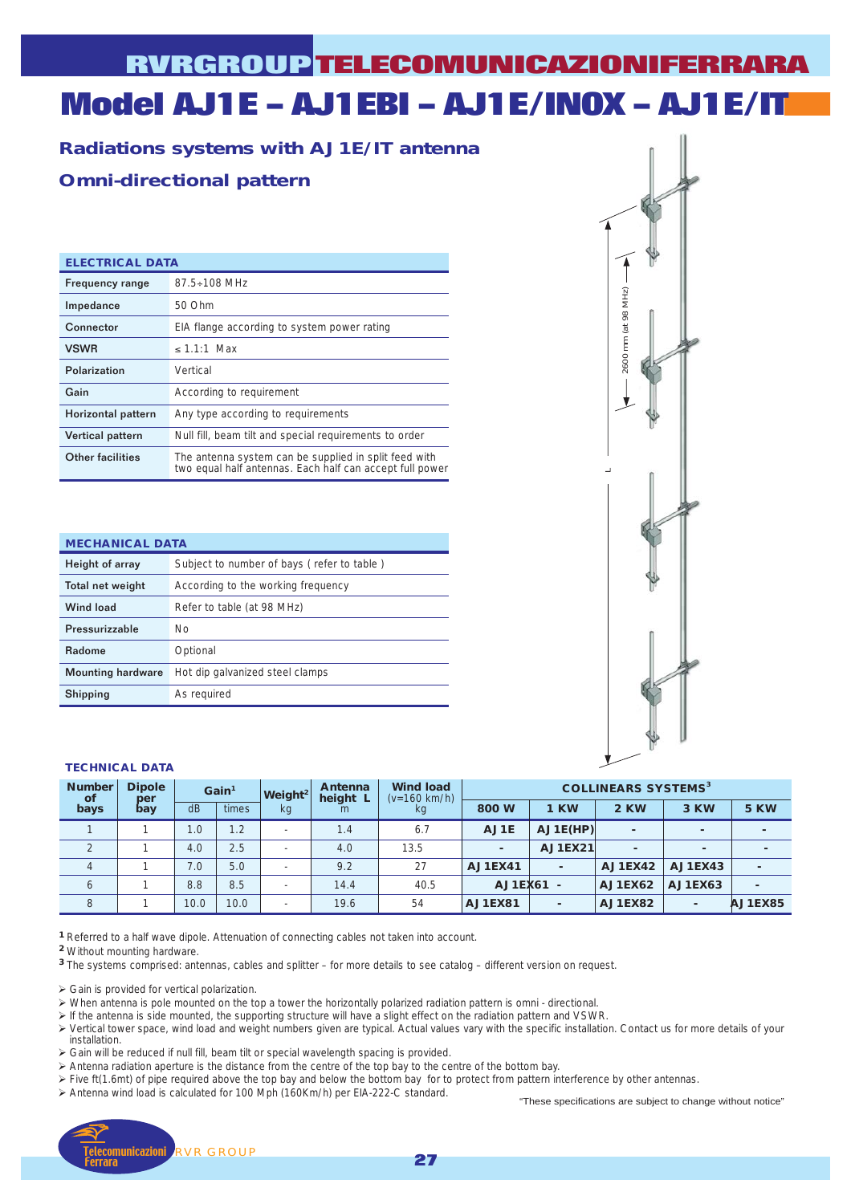# Model AJ1E – AJ1EBI – AJ1E/INOX – AJ1E/IT

## Radiations systems with AJ1E/IT antenna

## Omni-directional pattern

| ELECTRICAL DATA | |
|---|---|
| Frequency range | 87.5÷108 MHz |
| Impedance | 50 Ohm |
| Connector | EIA flange according to system power rating |
| VSWR | ≤ 1.1:1 Max |
| Polarization | Vertical |
| Gain | According to requirement |
| Horizontal pattern | Any type according to requirements |
| Vertical pattern | Null fill, beam tilt and special requirements to order |
| Other facilities | The antenna system can be supplied in split feed with two equal half antennas. Each half can accept full power |

| MECHANICAL DATA | |
|---|---|
| Height of array | Subject to number of bays ( refer to table ) |
| Total net weight | According to the working frequency |
| Wind load | Refer to table (at 98 MHz) |
| Pressurizzable | No |
| Radome | Optional |
| Mounting hardware | Hot dip galvanized steel clamps |
| Shipping | As required |

2600 mm (at 98 MHz)

L

### TECHNICAL DATA

| Number of bays | Dipole per bay | Gain[1] | | Weight[2] | Antenna height L | Wind load (v=160 km/h) | COLLINEARS SYSTEMS[3] | | | | |
|---|---|---|---|---|---|---|---|---|---|---|---|
| | | dB | times | kg | m | kg | 800 W | 1 KW | 2 KW | 3 KW | 5 KW |
| 1 | 1 | 1.0 | 1.2 | - | 1.4 | 6.7 | AJ1E | AJ1E(HP) | - | - | - |
| 2 | 1 | 4.0 | 2.5 | - | 4.0 | 13.5 | - | AJ1EX21 | - | - | - |
| 4 | 1 | 7.0 | 5.0 | - | 9.2 | 27 | AJ1EX41 | - | AJ1EX42 | AJ1EX43 | - |
| 6 | 1 | 8.8 | 8.5 | - | 14.4 | 40.5 | AJ1EX61 | - | AJ1EX62 | AJ1EX63 | - |
| 8 | 1 | 10.0 | 10.0 | - | 19.6 | 54 | AJ1EX81 | - | AJ1EX82 | - | AJ1EX85 |

[1] Referred to a half wave dipole. Attenuation of connecting cables not taken into account.

[2] Without mounting hardware.

[3] The systems comprised: antennas, cables and splitter – for more details to see catalog – different version on request.

- Gain is provided for vertical polarization.
- When antenna is pole mounted on the top a tower the horizontally polarized radiation pattern is omni - directional.
- If the antenna is side mounted, the supporting structure will have a slight effect on the radiation pattern and VSWR.
- Vertical tower space, wind load and weight numbers given are typical. Actual values vary with the specific installation. Contact us for more details of your installation.
- Gain will be reduced if null fill, beam tilt or special wavelength spacing is provided.
- Antenna radiation aperture is the distance from the centre of the top bay to the centre of the bottom bay.
- Five ft(1.6mt) of pipe required above the top bay and below the bottom bay for to protect from pattern interference by other antennas.
- Antenna wind load is calculated for 100 Mph (160Km/h) per EIA-222-C standard.

"These specifications are subject to change without notice"